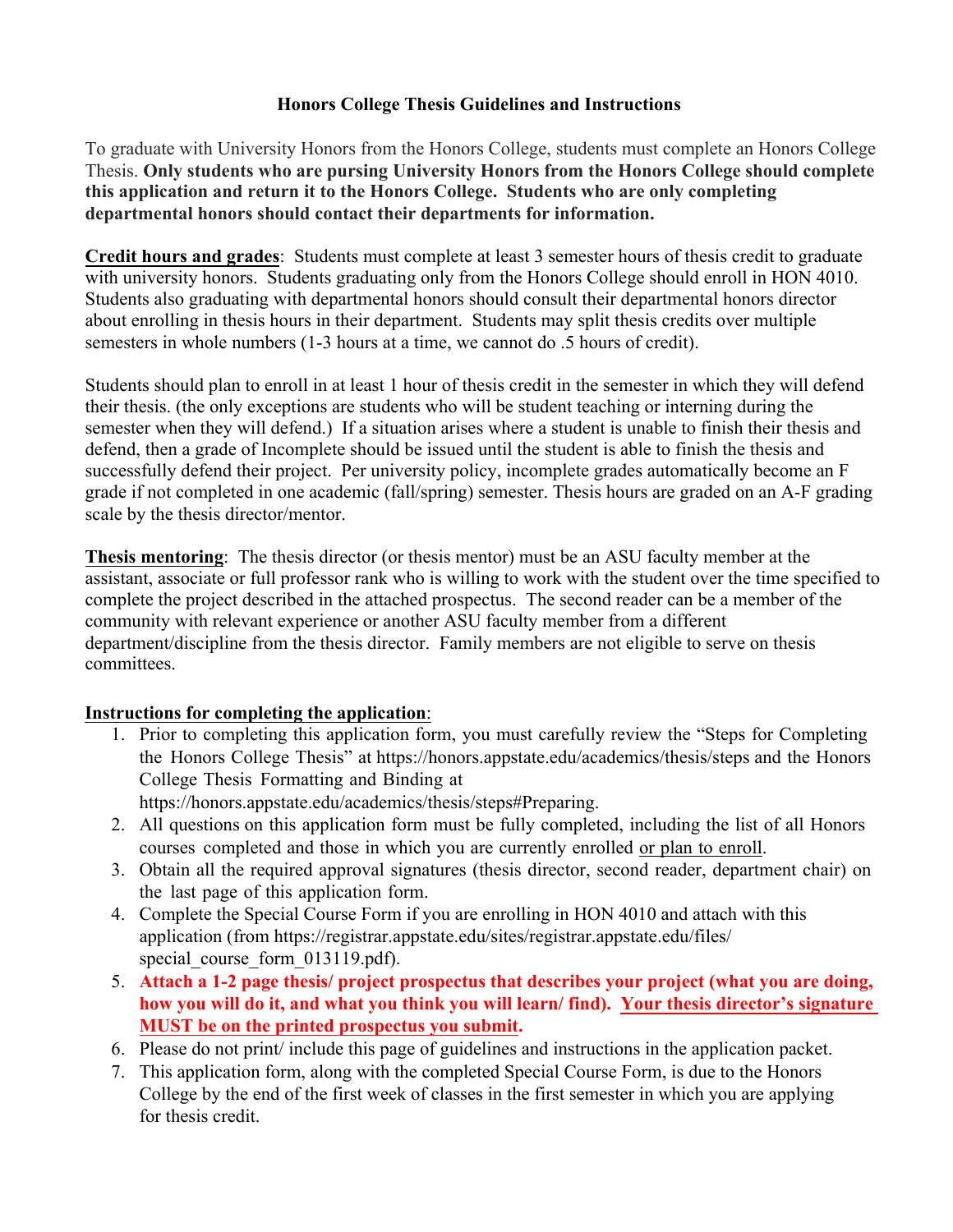# Honors College Thesis Guidelines and Instructions

To graduate with University Honors from the Honors College, students must complete an Honors College Thesis. **Only students who are pursing University Honors from the Honors College should complete this application and return it to the Honors College. Students who are only completing departmental honors should contact their departments for information.**

**Credit hours and grades**: Students must complete at least 3 semester hours of thesis credit to graduate with university honors. Students graduating only from the Honors College should enroll in HON 4010. Students also graduating with departmental honors should consult their departmental honors director about enrolling in thesis hours in their department. Students may split thesis credits over multiple semesters in whole numbers (1-3 hours at a time, we cannot do .5 hours of credit).

Students should plan to enroll in at least 1 hour of thesis credit in the semester in which they will defend their thesis. (the only exceptions are students who will be student teaching or interning during the semester when they will defend.) If a situation arises where a student is unable to finish their thesis and defend, then a grade of Incomplete should be issued until the student is able to finish the thesis and successfully defend their project. Per university policy, incomplete grades automatically become an F grade if not completed in one academic (fall/spring) semester. Thesis hours are graded on an A-F grading scale by the thesis director/mentor.

**Thesis mentoring**: The thesis director (or thesis mentor) must be an ASU faculty member at the assistant, associate or full professor rank who is willing to work with the student over the time specified to complete the project described in the attached prospectus. The second reader can be a member of the community with relevant experience or another ASU faculty member from a different department/discipline from the thesis director. Family members are not eligible to serve on thesis committees.

**Instructions for completing the application**:

1. Prior to completing this application form, you must carefully review the "Steps for Completing the Honors College Thesis" at https://honors.appstate.edu/academics/thesis/steps and the Honors College Thesis Formatting and Binding at https://honors.appstate.edu/academics/thesis/steps#Preparing.
2. All questions on this application form must be fully completed, including the list of all Honors courses completed and those in which you are currently enrolled or plan to enroll.
3. Obtain all the required approval signatures (thesis director, second reader, department chair) on the last page of this application form.
4. Complete the Special Course Form if you are enrolling in HON 4010 and attach with this application (from https://registrar.appstate.edu/sites/registrar.appstate.edu/files/special_course_form_013119.pdf).
5. **Attach a 1-2 page thesis/ project prospectus that describes your project (what you are doing, how you will do it, and what you think you will learn/ find). Your thesis director's signature MUST be on the printed prospectus you submit.**
6. Please do not print/ include this page of guidelines and instructions in the application packet.
7. This application form, along with the completed Special Course Form, is due to the Honors College by the end of the first week of classes in the first semester in which you are applying for thesis credit.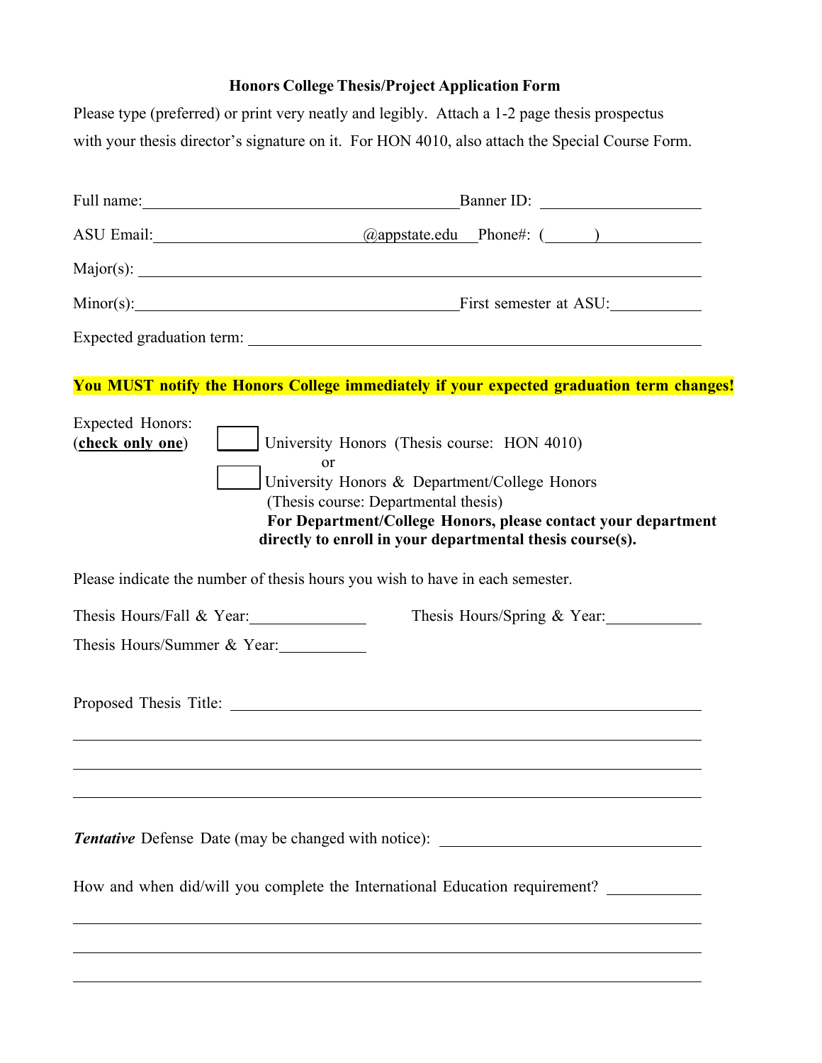# Honors College Thesis/Project Application Form

Please type (preferred) or print very neatly and legibly. Attach a 1-2 page thesis prospectus with your thesis director's signature on it. For HON 4010, also attach the Special Course Form.

Full name: ______________________________ Banner ID: ______________

ASU Email: ____________________ @appstate.edu Phone#: (_____) __________

Major(s): ____________________________________________________________

Minor(s): ______________________________ First semester at ASU: ________

Expected graduation term: _____________________________________________

**You MUST notify the Honors College immediately if your expected graduation term changes!**

Expected Honors: (**check only one**)

☐ University Honors (Thesis course: HON 4010)

or

☐ University Honors & Department/College Honors (Thesis course: Departmental thesis)

**For Department/College Honors, please contact your department directly to enroll in your departmental thesis course(s).**

Please indicate the number of thesis hours you wish to have in each semester.

Thesis Hours/Fall & Year: __________ Thesis Hours/Spring & Year: __________

Thesis Hours/Summer & Year: __________

Proposed Thesis Title: ________________________________________________

______________________________________________________________________

______________________________________________________________________

______________________________________________________________________

***Tentative*** Defense Date (may be changed with notice): ____________________

How and when did/will you complete the International Education requirement? ________

______________________________________________________________________

______________________________________________________________________

______________________________________________________________________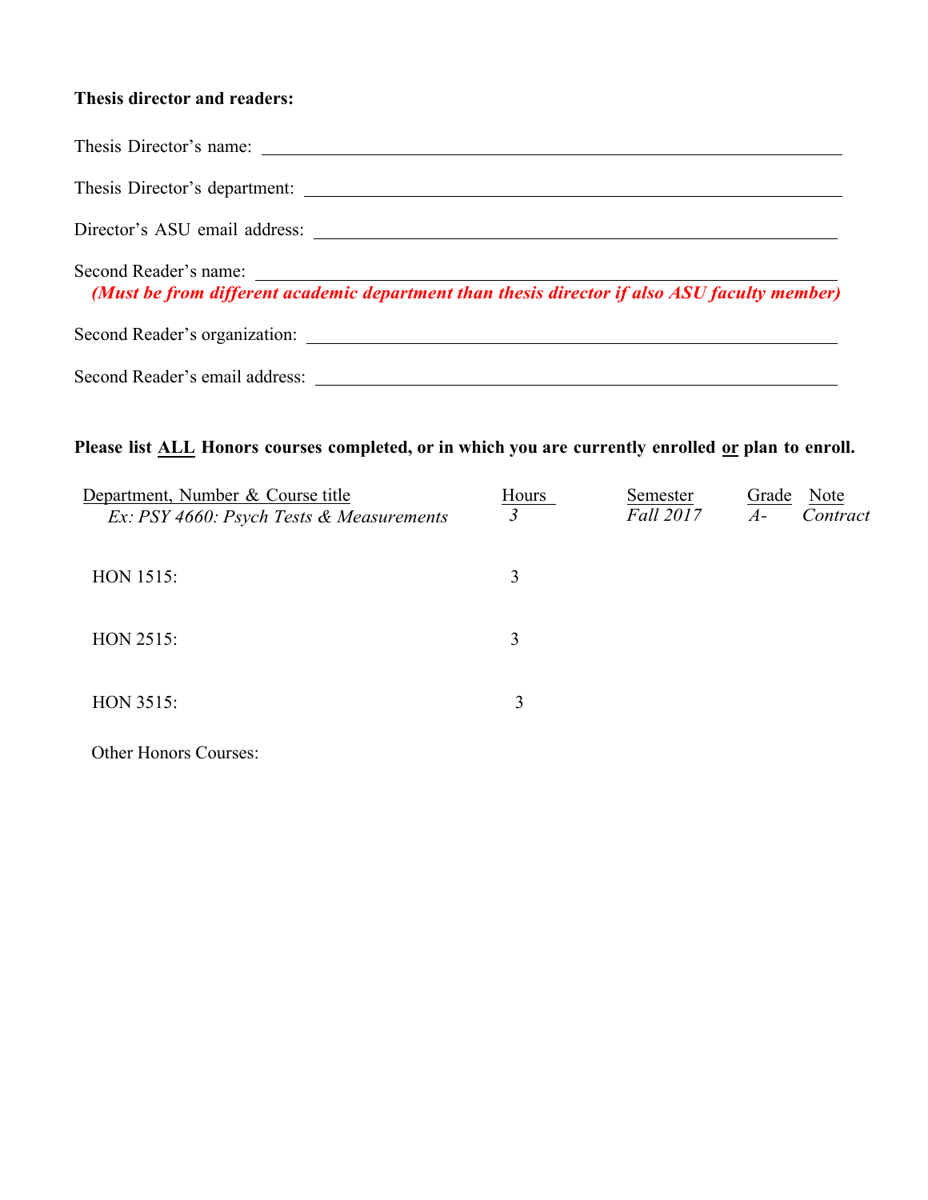**Thesis director and readers:**

Thesis Director's name: ______________________________

Thesis Director's department: ______________________________

Director's ASU email address: ______________________________

Second Reader's name: ______________________________
***(Must be from different academic department than thesis director if also ASU faculty member)***

Second Reader's organization: ______________________________

Second Reader's email address: ______________________________

**Please list ALL Honors courses completed, or in which you are currently enrolled or plan to enroll.**

| Department, Number & Course title | Hours | Semester | Grade | Note |
|---|---|---|---|---|
| *Ex: PSY 4660: Psych Tests & Measurements* | *3* | *Fall 2017* | *A-* | *Contract* |
| HON 1515: | 3 | | | |
| HON 2515: | 3 | | | |
| HON 3515: | 3 | | | |
| Other Honors Courses: | | | | |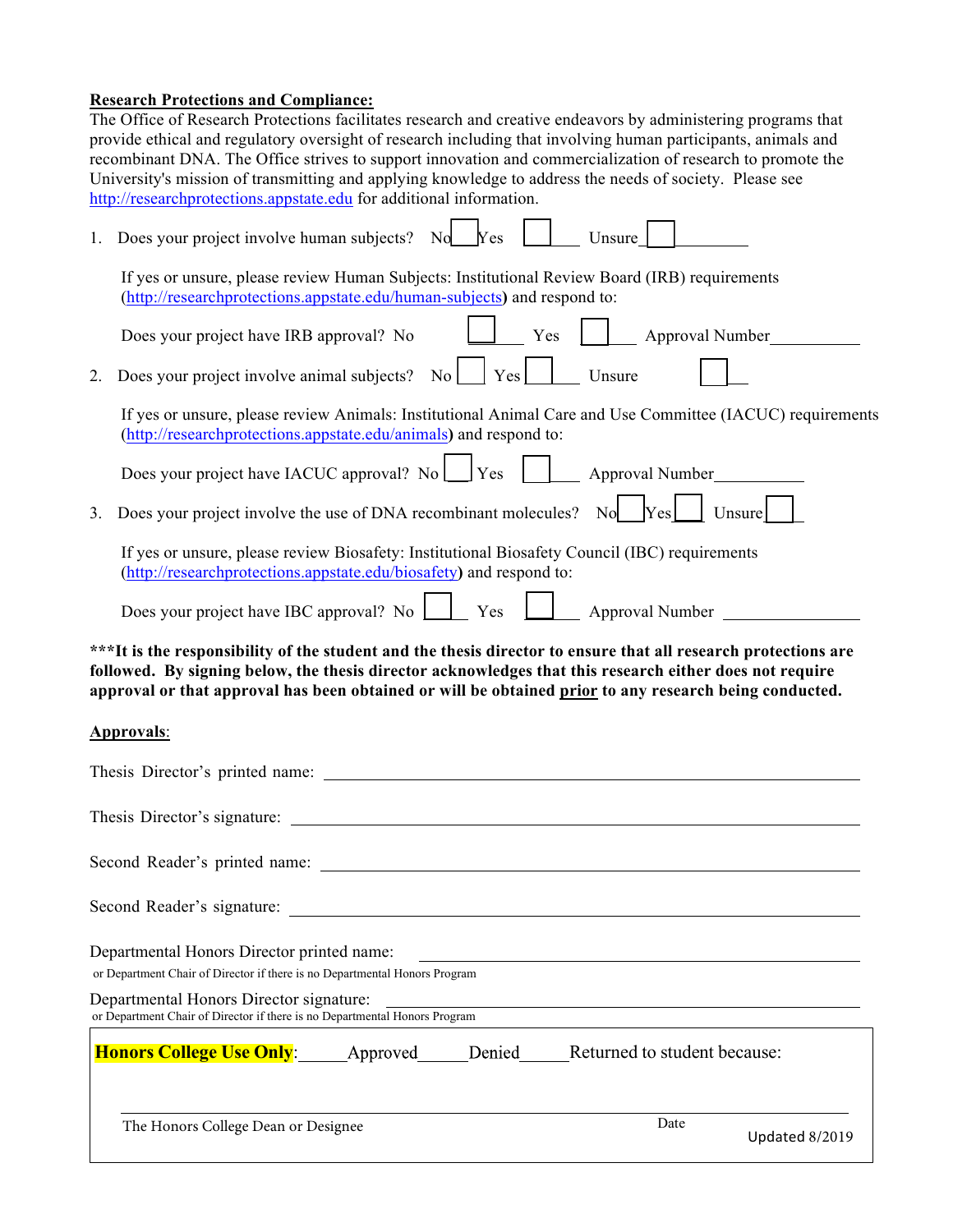**Research Protections and Compliance:**

The Office of Research Protections facilitates research and creative endeavors by administering programs that provide ethical and regulatory oversight of research including that involving human participants, animals and recombinant DNA. The Office strives to support innovation and commercialization of research to promote the University's mission of transmitting and applying knowledge to address the needs of society. Please see http://researchprotections.appstate.edu for additional information.

1. Does your project involve human subjects? No ☐ Yes ☐ Unsure ☐

   If yes or unsure, please review Human Subjects: Institutional Review Board (IRB) requirements (http://researchprotections.appstate.edu/human-subjects) and respond to:

   Does your project have IRB approval? No ☐ Yes ☐ Approval Number__________

2. Does your project involve animal subjects? No ☐ Yes ☐ Unsure ☐

   If yes or unsure, please review Animals: Institutional Animal Care and Use Committee (IACUC) requirements (http://researchprotections.appstate.edu/animals) and respond to:

   Does your project have IACUC approval? No ☐ Yes ☐ Approval Number__________

3. Does your project involve the use of DNA recombinant molecules? No ☐ Yes ☐ Unsure ☐

   If yes or unsure, please review Biosafety: Institutional Biosafety Council (IBC) requirements (http://researchprotections.appstate.edu/biosafety) and respond to:

   Does your project have IBC approval? No ☐ Yes ☐ Approval Number __________

**\*\*\*It is the responsibility of the student and the thesis director to ensure that all research protections are followed. By signing below, the thesis director acknowledges that this research either does not require approval or that approval has been obtained or will be obtained <u>prior</u> to any research being conducted.**

**<u>Approvals</u>:**

Thesis Director's printed name: ____________________________________________

Thesis Director's signature: ____________________________________________

Second Reader's printed name: ____________________________________________

Second Reader's signature: ____________________________________________

Departmental Honors Director printed name: ____________________________________________
or Department Chair of Director if there is no Departmental Honors Program

Departmental Honors Director signature: ____________________________________________
or Department Chair of Director if there is no Departmental Honors Program

**Honors College Use Only**: _____Approved _____Denied _____Returned to student because:

____________________________________________

The Honors College Dean or Designee                Date

Updated 8/2019